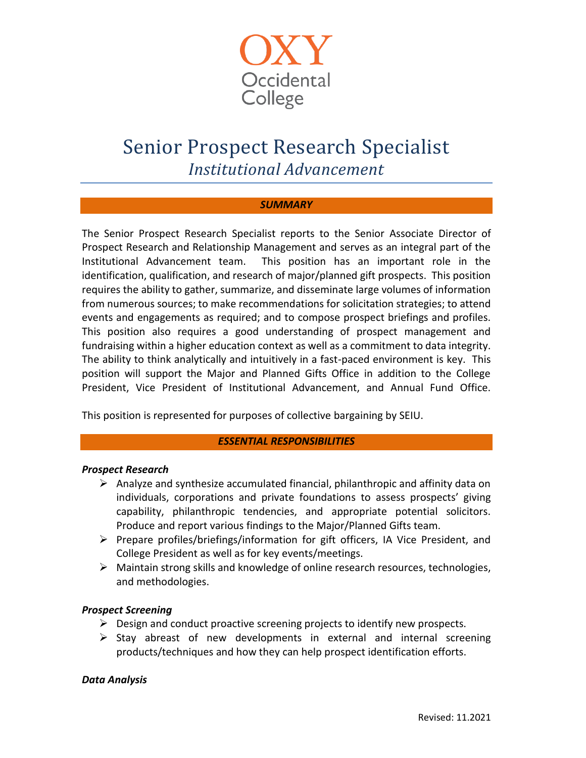OXY
Occidental College

# Senior Prospect Research Specialist

## *Institutional Advancement*

### ***SUMMARY***

The Senior Prospect Research Specialist reports to the Senior Associate Director of Prospect Research and Relationship Management and serves as an integral part of the Institutional Advancement team. This position has an important role in the identification, qualification, and research of major/planned gift prospects. This position requires the ability to gather, summarize, and disseminate large volumes of information from numerous sources; to make recommendations for solicitation strategies; to attend events and engagements as required; and to compose prospect briefings and profiles. This position also requires a good understanding of prospect management and fundraising within a higher education context as well as a commitment to data integrity. The ability to think analytically and intuitively in a fast-paced environment is key. This position will support the Major and Planned Gifts Office in addition to the College President, Vice President of Institutional Advancement, and Annual Fund Office.

This position is represented for purposes of collective bargaining by SEIU.

### ***ESSENTIAL RESPONSIBILITIES***

***Prospect Research***

- Analyze and synthesize accumulated financial, philanthropic and affinity data on individuals, corporations and private foundations to assess prospects' giving capability, philanthropic tendencies, and appropriate potential solicitors. Produce and report various findings to the Major/Planned Gifts team.
- Prepare profiles/briefings/information for gift officers, IA Vice President, and College President as well as for key events/meetings.
- Maintain strong skills and knowledge of online research resources, technologies, and methodologies.

***Prospect Screening***

- Design and conduct proactive screening projects to identify new prospects.
- Stay abreast of new developments in external and internal screening products/techniques and how they can help prospect identification efforts.

***Data Analysis***

Revised: 11.2021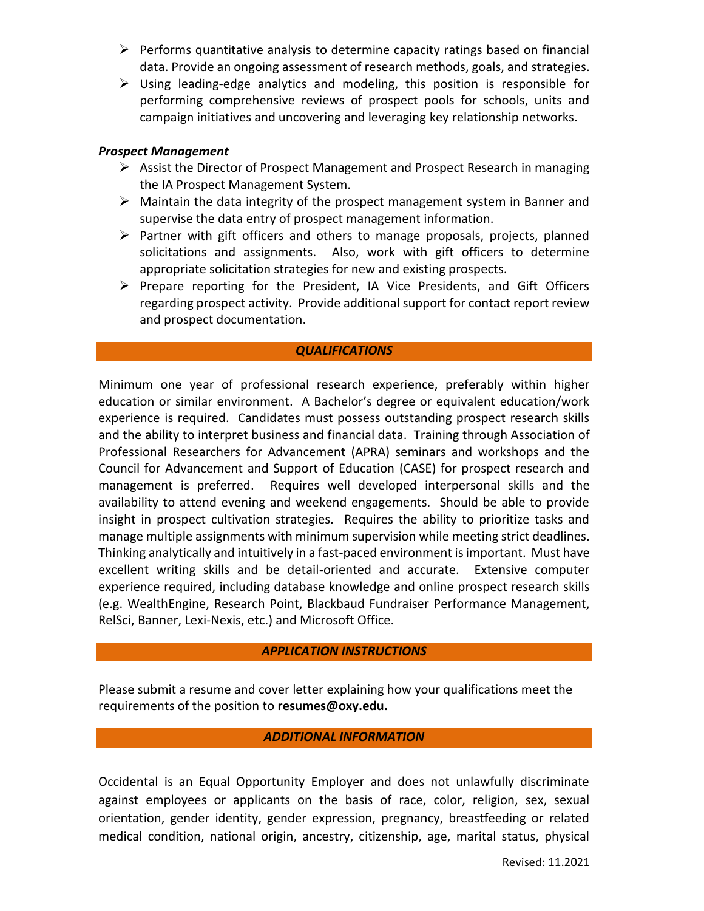- Performs quantitative analysis to determine capacity ratings based on financial data. Provide an ongoing assessment of research methods, goals, and strategies.
- Using leading-edge analytics and modeling, this position is responsible for performing comprehensive reviews of prospect pools for schools, units and campaign initiatives and uncovering and leveraging key relationship networks.

***Prospect Management***

- Assist the Director of Prospect Management and Prospect Research in managing the IA Prospect Management System.
- Maintain the data integrity of the prospect management system in Banner and supervise the data entry of prospect management information.
- Partner with gift officers and others to manage proposals, projects, planned solicitations and assignments. Also, work with gift officers to determine appropriate solicitation strategies for new and existing prospects.
- Prepare reporting for the President, IA Vice Presidents, and Gift Officers regarding prospect activity. Provide additional support for contact report review and prospect documentation.

## *QUALIFICATIONS*

Minimum one year of professional research experience, preferably within higher education or similar environment. A Bachelor's degree or equivalent education/work experience is required. Candidates must possess outstanding prospect research skills and the ability to interpret business and financial data. Training through Association of Professional Researchers for Advancement (APRA) seminars and workshops and the Council for Advancement and Support of Education (CASE) for prospect research and management is preferred. Requires well developed interpersonal skills and the availability to attend evening and weekend engagements. Should be able to provide insight in prospect cultivation strategies. Requires the ability to prioritize tasks and manage multiple assignments with minimum supervision while meeting strict deadlines. Thinking analytically and intuitively in a fast-paced environment is important. Must have excellent writing skills and be detail-oriented and accurate. Extensive computer experience required, including database knowledge and online prospect research skills (e.g. WealthEngine, Research Point, Blackbaud Fundraiser Performance Management, RelSci, Banner, Lexi-Nexis, etc.) and Microsoft Office.

## *APPLICATION INSTRUCTIONS*

Please submit a resume and cover letter explaining how your qualifications meet the requirements of the position to **resumes@oxy.edu.**

## *ADDITIONAL INFORMATION*

Occidental is an Equal Opportunity Employer and does not unlawfully discriminate against employees or applicants on the basis of race, color, religion, sex, sexual orientation, gender identity, gender expression, pregnancy, breastfeeding or related medical condition, national origin, ancestry, citizenship, age, marital status, physical

Revised: 11.2021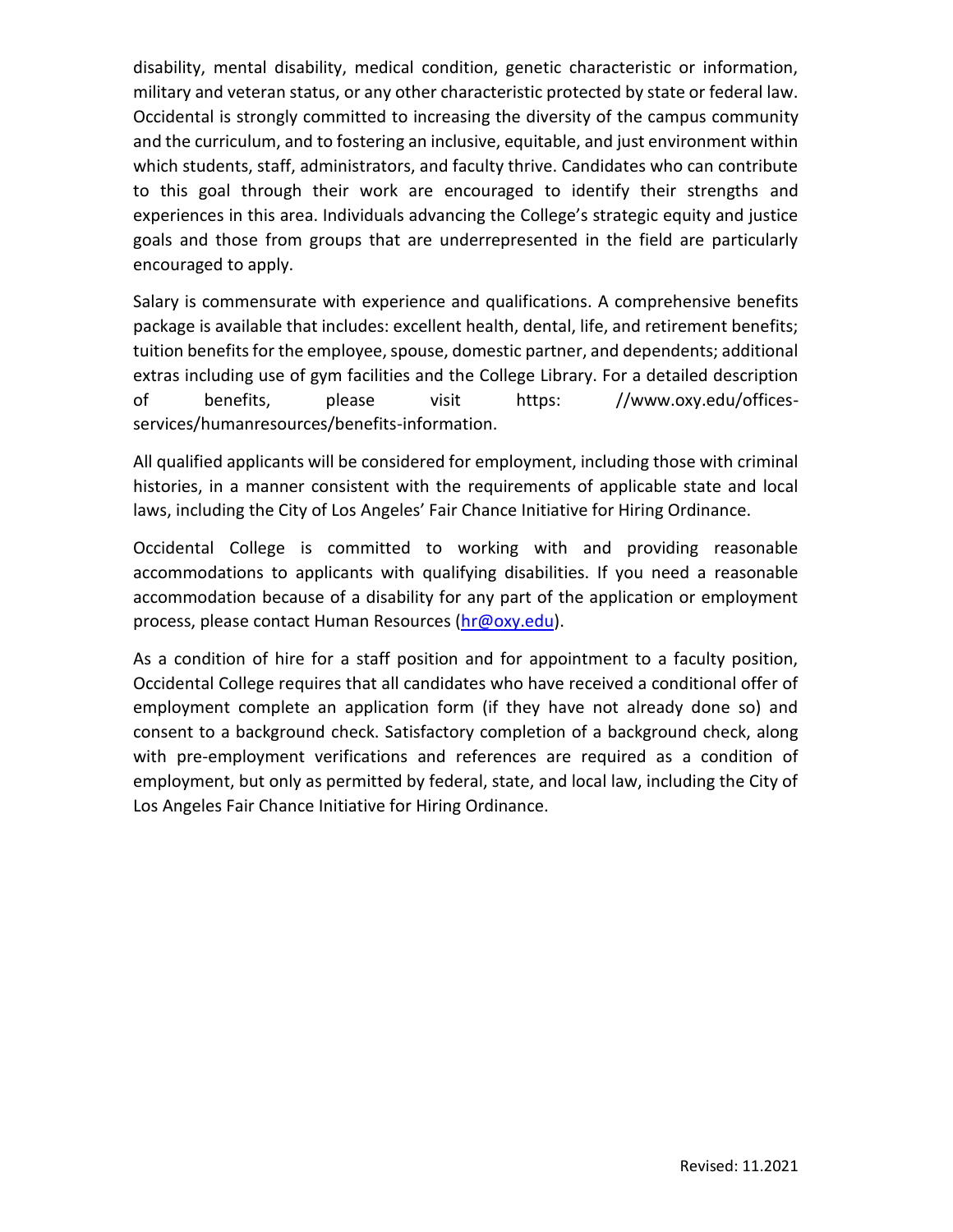disability, mental disability, medical condition, genetic characteristic or information, military and veteran status, or any other characteristic protected by state or federal law. Occidental is strongly committed to increasing the diversity of the campus community and the curriculum, and to fostering an inclusive, equitable, and just environment within which students, staff, administrators, and faculty thrive. Candidates who can contribute to this goal through their work are encouraged to identify their strengths and experiences in this area. Individuals advancing the College's strategic equity and justice goals and those from groups that are underrepresented in the field are particularly encouraged to apply.

Salary is commensurate with experience and qualifications. A comprehensive benefits package is available that includes: excellent health, dental, life, and retirement benefits; tuition benefits for the employee, spouse, domestic partner, and dependents; additional extras including use of gym facilities and the College Library. For a detailed description of benefits, please visit https: //www.oxy.edu/offices-services/humanresources/benefits-information.

All qualified applicants will be considered for employment, including those with criminal histories, in a manner consistent with the requirements of applicable state and local laws, including the City of Los Angeles' Fair Chance Initiative for Hiring Ordinance.

Occidental College is committed to working with and providing reasonable accommodations to applicants with qualifying disabilities. If you need a reasonable accommodation because of a disability for any part of the application or employment process, please contact Human Resources (hr@oxy.edu).

As a condition of hire for a staff position and for appointment to a faculty position, Occidental College requires that all candidates who have received a conditional offer of employment complete an application form (if they have not already done so) and consent to a background check. Satisfactory completion of a background check, along with pre-employment verifications and references are required as a condition of employment, but only as permitted by federal, state, and local law, including the City of Los Angeles Fair Chance Initiative for Hiring Ordinance.

Revised: 11.2021